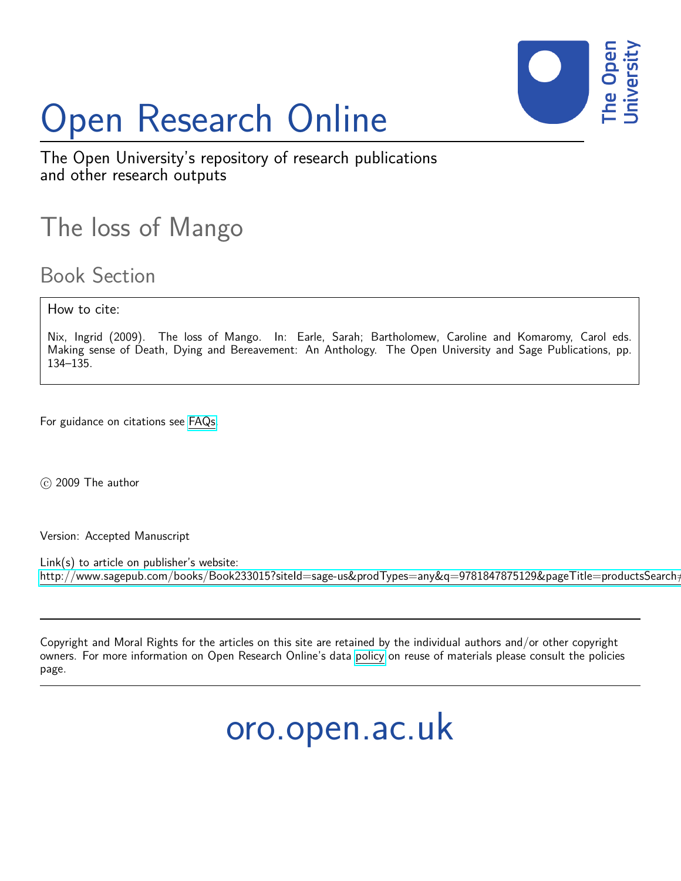# Open Research Online

The Open University's repository of research publications and other research outputs

## The loss of Mango

### Book Section

How to cite:

Nix, Ingrid (2009). The loss of Mango. In: Earle, Sarah; Bartholomew, Caroline and Komaromy, Carol eds. Making sense of Death, Dying and Bereavement: An Anthology. The Open University and Sage Publications, pp. 134–135.

For guidance on citations see FAQs.

© 2009 The author

Version: Accepted Manuscript

Link(s) to article on publisher's website:
http://www.sagepub.com/books/Book233015?siteId=sage-us&prodTypes=any&q=9781847875129&pageTitle=productsSearch#

Copyright and Moral Rights for the articles on this site are retained by the individual authors and/or other copyright owners. For more information on Open Research Online's data policy on reuse of materials please consult the policies page.

oro.open.ac.uk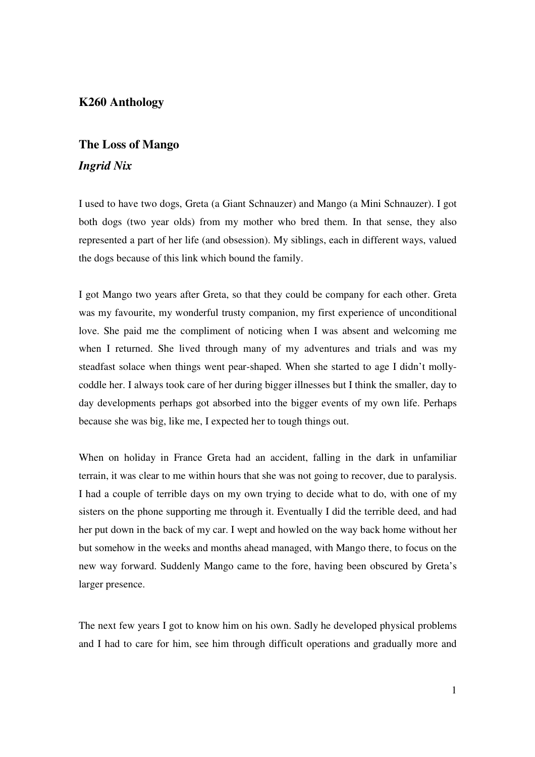## K260 Anthology

## The Loss of Mango

### *Ingrid Nix*

I used to have two dogs, Greta (a Giant Schnauzer) and Mango (a Mini Schnauzer). I got both dogs (two year olds) from my mother who bred them. In that sense, they also represented a part of her life (and obsession). My siblings, each in different ways, valued the dogs because of this link which bound the family.

I got Mango two years after Greta, so that they could be company for each other. Greta was my favourite, my wonderful trusty companion, my first experience of unconditional love. She paid me the compliment of noticing when I was absent and welcoming me when I returned. She lived through many of my adventures and trials and was my steadfast solace when things went pear-shaped. When she started to age I didn't molly-coddle her. I always took care of her during bigger illnesses but I think the smaller, day to day developments perhaps got absorbed into the bigger events of my own life. Perhaps because she was big, like me, I expected her to tough things out.

When on holiday in France Greta had an accident, falling in the dark in unfamiliar terrain, it was clear to me within hours that she was not going to recover, due to paralysis. I had a couple of terrible days on my own trying to decide what to do, with one of my sisters on the phone supporting me through it. Eventually I did the terrible deed, and had her put down in the back of my car. I wept and howled on the way back home without her but somehow in the weeks and months ahead managed, with Mango there, to focus on the new way forward. Suddenly Mango came to the fore, having been obscured by Greta's larger presence.

The next few years I got to know him on his own. Sadly he developed physical problems and I had to care for him, see him through difficult operations and gradually more and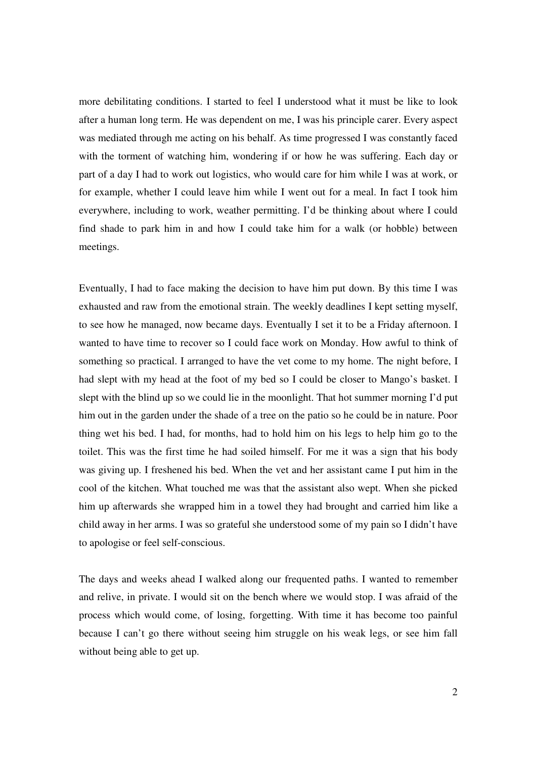more debilitating conditions. I started to feel I understood what it must be like to look after a human long term. He was dependent on me, I was his principle carer. Every aspect was mediated through me acting on his behalf. As time progressed I was constantly faced with the torment of watching him, wondering if or how he was suffering. Each day or part of a day I had to work out logistics, who would care for him while I was at work, or for example, whether I could leave him while I went out for a meal. In fact I took him everywhere, including to work, weather permitting. I'd be thinking about where I could find shade to park him in and how I could take him for a walk (or hobble) between meetings.

Eventually, I had to face making the decision to have him put down. By this time I was exhausted and raw from the emotional strain. The weekly deadlines I kept setting myself, to see how he managed, now became days. Eventually I set it to be a Friday afternoon. I wanted to have time to recover so I could face work on Monday. How awful to think of something so practical. I arranged to have the vet come to my home. The night before, I had slept with my head at the foot of my bed so I could be closer to Mango's basket. I slept with the blind up so we could lie in the moonlight. That hot summer morning I'd put him out in the garden under the shade of a tree on the patio so he could be in nature. Poor thing wet his bed. I had, for months, had to hold him on his legs to help him go to the toilet. This was the first time he had soiled himself. For me it was a sign that his body was giving up. I freshened his bed. When the vet and her assistant came I put him in the cool of the kitchen. What touched me was that the assistant also wept. When she picked him up afterwards she wrapped him in a towel they had brought and carried him like a child away in her arms. I was so grateful she understood some of my pain so I didn't have to apologise or feel self-conscious.

The days and weeks ahead I walked along our frequented paths. I wanted to remember and relive, in private. I would sit on the bench where we would stop. I was afraid of the process which would come, of losing, forgetting. With time it has become too painful because I can't go there without seeing him struggle on his weak legs, or see him fall without being able to get up.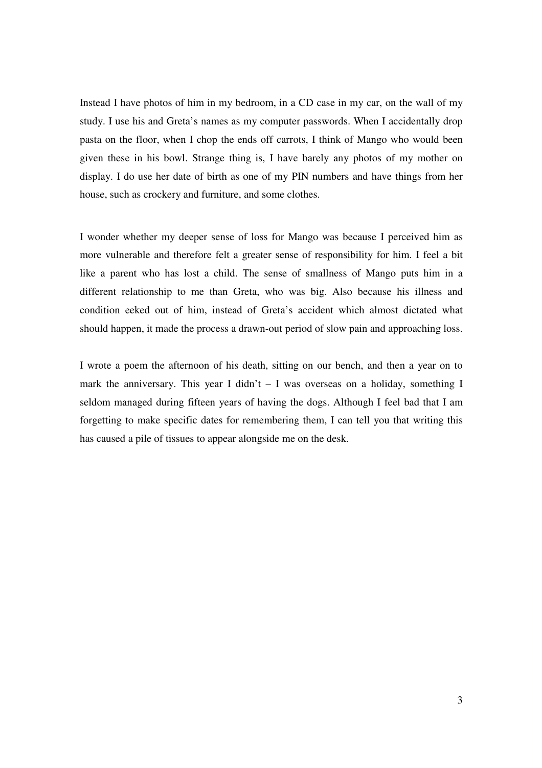Instead I have photos of him in my bedroom, in a CD case in my car, on the wall of my study. I use his and Greta's names as my computer passwords. When I accidentally drop pasta on the floor, when I chop the ends off carrots, I think of Mango who would been given these in his bowl. Strange thing is, I have barely any photos of my mother on display. I do use her date of birth as one of my PIN numbers and have things from her house, such as crockery and furniture, and some clothes.

I wonder whether my deeper sense of loss for Mango was because I perceived him as more vulnerable and therefore felt a greater sense of responsibility for him. I feel a bit like a parent who has lost a child. The sense of smallness of Mango puts him in a different relationship to me than Greta, who was big. Also because his illness and condition eeked out of him, instead of Greta's accident which almost dictated what should happen, it made the process a drawn-out period of slow pain and approaching loss.

I wrote a poem the afternoon of his death, sitting on our bench, and then a year on to mark the anniversary. This year I didn't – I was overseas on a holiday, something I seldom managed during fifteen years of having the dogs. Although I feel bad that I am forgetting to make specific dates for remembering them, I can tell you that writing this has caused a pile of tissues to appear alongside me on the desk.